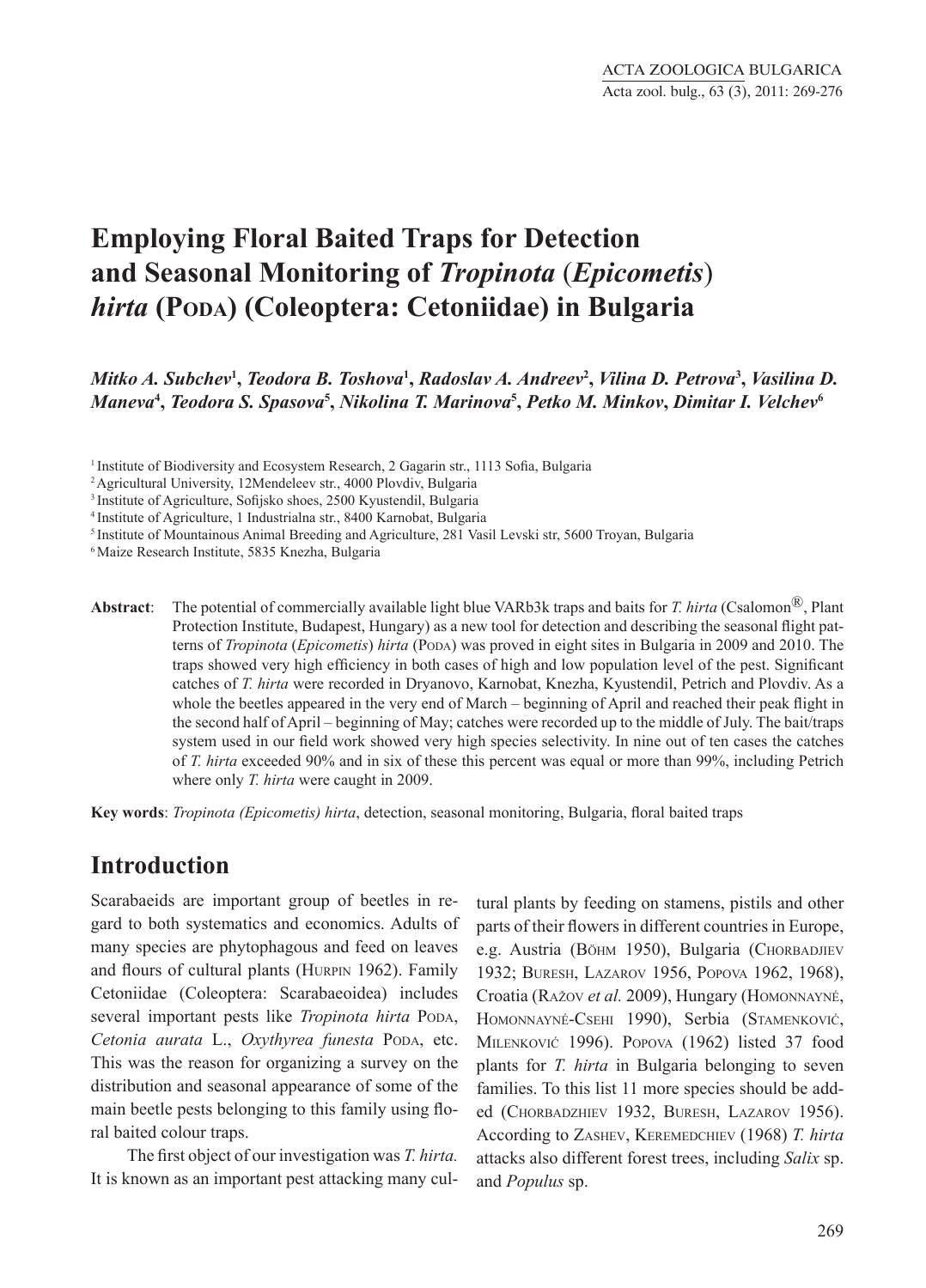# Employing Floral Baited Traps for Detection and Seasonal Monitoring of *Tropinota* (*Epicometis*) *hirta* (Poda) (Coleoptera: Cetoniidae) in Bulgaria

***Mitko A. Subchev*[1]*, Teodora B. Toshova*[1]*, Radoslav A. Andreev*[2]*, Vilina D. Petrova*[3]*, Vasilina D. Maneva*[4]*, Teodora S. Spasova*[5]*, Nikolina T. Marinova*[5]*, Petko M. Minkov, Dimitar I. Velchev*[6]**

[1] Institute of Biodiversity and Ecosystem Research, 2 Gagarin str., 1113 Sofia, Bulgaria

[2] Agricultural University, 12Mendeleev str., 4000 Plovdiv, Bulgaria

[3] Institute of Agriculture, Sofijsko shoes, 2500 Kyustendil, Bulgaria

[4] Institute of Agriculture, 1 Industrialna str., 8400 Karnobat, Bulgaria

[5] Institute of Mountainous Animal Breeding and Agriculture, 281 Vasil Levski str, 5600 Troyan, Bulgaria

[6] Maize Research Institute, 5835 Knezha, Bulgaria

**Abstract**: The potential of commercially available light blue VARb3k traps and baits for *T. hirta* (Csalomon®, Plant Protection Institute, Budapest, Hungary) as a new tool for detection and describing the seasonal flight patterns of *Tropinota* (*Epicometis*) *hirta* (Poda) was proved in eight sites in Bulgaria in 2009 and 2010. The traps showed very high efficiency in both cases of high and low population level of the pest. Significant catches of *T. hirta* were recorded in Dryanovo, Karnobat, Knezha, Kyustendil, Petrich and Plovdiv. As a whole the beetles appeared in the very end of March – beginning of April and reached their peak flight in the second half of April – beginning of May; catches were recorded up to the middle of July. The bait/traps system used in our field work showed very high species selectivity. In nine out of ten cases the catches of *T. hirta* exceeded 90% and in six of these this percent was equal or more than 99%, including Petrich where only *T. hirta* were caught in 2009.

**Key words**: *Tropinota (Epicometis) hirta*, detection, seasonal monitoring, Bulgaria, floral baited traps

## Introduction

Scarabaeids are important group of beetles in regard to both systematics and economics. Adults of many species are phytophagous and feed on leaves and flours of cultural plants (Hurpin 1962). Family Cetoniidae (Coleoptera: Scarabaeoidea) includes several important pests like *Tropinota hirta* Poda, *Cetonia aurata* L., *Oxythyrea funesta* Poda, etc. This was the reason for organizing a survey on the distribution and seasonal appearance of some of the main beetle pests belonging to this family using floral baited colour traps.

The first object of our investigation was *T. hirta.* It is known as an important pest attacking many cultural plants by feeding on stamens, pistils and other parts of their flowers in different countries in Europe, e.g. Austria (Böhm 1950), Bulgaria (Chorbadjiev 1932; Buresh, Lazarov 1956, Popova 1962, 1968), Croatia (Ražov *et al.* 2009), Hungary (Homonnayné, Homonnayné-Csehi 1990), Serbia (Stamenković, Milenković 1996). Popova (1962) listed 37 food plants for *T. hirta* in Bulgaria belonging to seven families. To this list 11 more species should be added (Chorbadzhiev 1932, Buresh, Lazarov 1956). According to Zashev, Keremedchiev (1968) *T. hirta* attacks also different forest trees, including *Salix* sp. and *Populus* sp.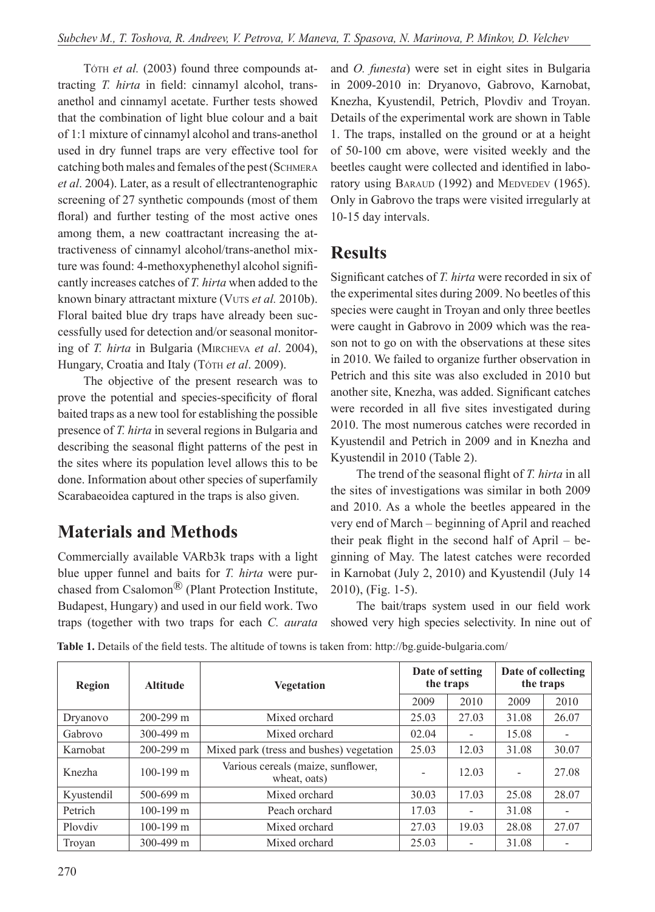Tóth *et al.* (2003) found three compounds attracting *T. hirta* in field: cinnamyl alcohol, trans-anethol and cinnamyl acetate. Further tests showed that the combination of light blue colour and a bait of 1:1 mixture of cinnamyl alcohol and trans-anethol used in dry funnel traps are very effective tool for catching both males and females of the pest (Schmera *et al*. 2004). Later, as a result of ellectrantenographic screening of 27 synthetic compounds (most of them floral) and further testing of the most active ones among them, a new coattractant increasing the attractiveness of cinnamyl alcohol/trans-anethol mixture was found: 4-methoxyphenethyl alcohol significantly increases catches of *T. hirta* when added to the known binary attractant mixture (Vuts *et al.* 2010b). Floral baited blue dry traps have already been successfully used for detection and/or seasonal monitoring of *T. hirta* in Bulgaria (Mircheva *et al*. 2004), Hungary, Croatia and Italy (Tóth *et al*. 2009).

The objective of the present research was to prove the potential and species-specificity of floral baited traps as a new tool for establishing the possible presence of *T. hirta* in several regions in Bulgaria and describing the seasonal flight patterns of the pest in the sites where its population level allows this to be done. Information about other species of superfamily Scarabaeoidea captured in the traps is also given.

## Materials and Methods

Commercially available VARb3k traps with a light blue upper funnel and baits for *T. hirta* were purchased from Csalomon® (Plant Protection Institute, Budapest, Hungary) and used in our field work. Two traps (together with two traps for each *C. aurata* and *O. funesta*) were set in eight sites in Bulgaria in 2009-2010 in: Dryanovo, Gabrovo, Karnobat, Knezha, Kyustendil, Petrich, Plovdiv and Troyan. Details of the experimental work are shown in Table 1. The traps, installed on the ground or at a height of 50-100 cm above, were visited weekly and the beetles caught were collected and identified in laboratory using Baraud (1992) and Medvedev (1965). Only in Gabrovo the traps were visited irregularly at 10-15 day intervals.

## Results

Significant catches of *T. hirta* were recorded in six of the experimental sites during 2009. No beetles of this species were caught in Troyan and only three beetles were caught in Gabrovo in 2009 which was the reason not to go on with the observations at these sites in 2010. We failed to organize further observation in Petrich and this site was also excluded in 2010 but another site, Knezha, was added. Significant catches were recorded in all five sites investigated during 2010. The most numerous catches were recorded in Kyustendil and Petrich in 2009 and in Knezha and Kyustendil in 2010 (Table 2).

The trend of the seasonal flight of *T. hirta* in all the sites of investigations was similar in both 2009 and 2010. As a whole the beetles appeared in the very end of March – beginning of April and reached their peak flight in the second half of April – beginning of May. The latest catches were recorded in Karnobat (July 2, 2010) and Kyustendil (July 14 2010), (Fig. 1-5).

The bait/traps system used in our field work showed very high species selectivity. In nine out of

**Table 1.** Details of the field tests. The altitude of towns is taken from: http://bg.guide-bulgaria.com/

| Region | Altitude | Vegetation | Date of setting the traps | | Date of collecting the traps | |
|---|---|---|---|---|---|---|
| | | | 2009 | 2010 | 2009 | 2010 |
| Dryanovo | 200-299 m | Mixed orchard | 25.03 | 27.03 | 31.08 | 26.07 |
| Gabrovo | 300-499 m | Mixed orchard | 02.04 | - | 15.08 | - |
| Karnobat | 200-299 m | Mixed park (tress and bushes) vegetation | 25.03 | 12.03 | 31.08 | 30.07 |
| Knezha | 100-199 m | Various cereals (maize, sunflower, wheat, oats) | - | 12.03 | - | 27.08 |
| Kyustendil | 500-699 m | Mixed orchard | 30.03 | 17.03 | 25.08 | 28.07 |
| Petrich | 100-199 m | Peach orchard | 17.03 | - | 31.08 | - |
| Plovdiv | 100-199 m | Mixed orchard | 27.03 | 19.03 | 28.08 | 27.07 |
| Troyan | 300-499 m | Mixed orchard | 25.03 | - | 31.08 | - |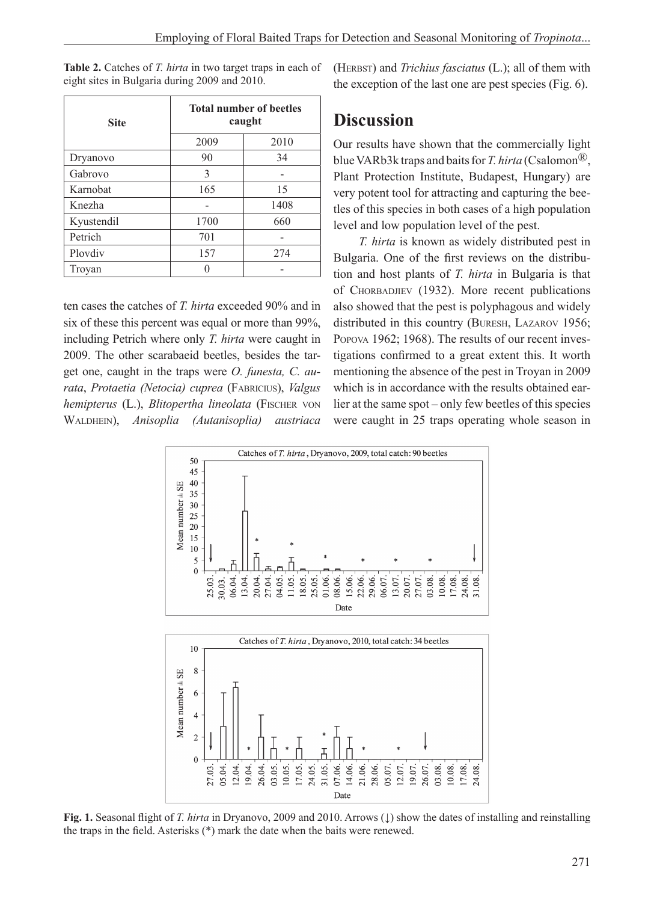**Table 2.** Catches of *T. hirta* in two target traps in each of eight sites in Bulgaria during 2009 and 2010.

| Site | Total number of beetles caught | |
|---|---|---|
| | 2009 | 2010 |
| Dryanovo | 90 | 34 |
| Gabrovo | 3 | - |
| Karnobat | 165 | 15 |
| Knezha | - | 1408 |
| Kyustendil | 1700 | 660 |
| Petrich | 701 | - |
| Plovdiv | 157 | 274 |
| Troyan | 0 | - |

ten cases the catches of *T. hirta* exceeded 90% and in six of these this percent was equal or more than 99%, including Petrich where only *T. hirta* were caught in 2009. The other scarabaeid beetles, besides the target one, caught in the traps were *O. funesta, C. aurata*, *Protaetia (Netocia) cuprea* (Fabricius), *Valgus hemipterus* (L.), *Blitopertha lineolata* (Fischer von Waldhein), *Anisoplia (Autanisoplia) austriaca* (Herbst) and *Trichius fasciatus* (L.); all of them with the exception of the last one are pest species (Fig. 6).

## Discussion

Our results have shown that the commercially light blue VARb3k traps and baits for *T. hirta* (Csalomon®, Plant Protection Institute, Budapest, Hungary) are very potent tool for attracting and capturing the beetles of this species in both cases of a high population level and low population level of the pest.

*T. hirta* is known as widely distributed pest in Bulgaria. One of the first reviews on the distribution and host plants of *T. hirta* in Bulgaria is that of Chorbadjiev (1932). More recent publications also showed that the pest is polyphagous and widely distributed in this country (Buresh, Lazarov 1956; Popova 1962; 1968). The results of our recent investigations confirmed to a great extent this. It worth mentioning the absence of the pest in Troyan in 2009 which is in accordance with the results obtained earlier at the same spot – only few beetles of this species were caught in 25 traps operating whole season in

**Fig. 1.** Seasonal flight of *T. hirta* in Dryanovo, 2009 and 2010. Arrows (↓) show the dates of installing and reinstalling the traps in the field. Asterisks (*) mark the date when the baits were renewed.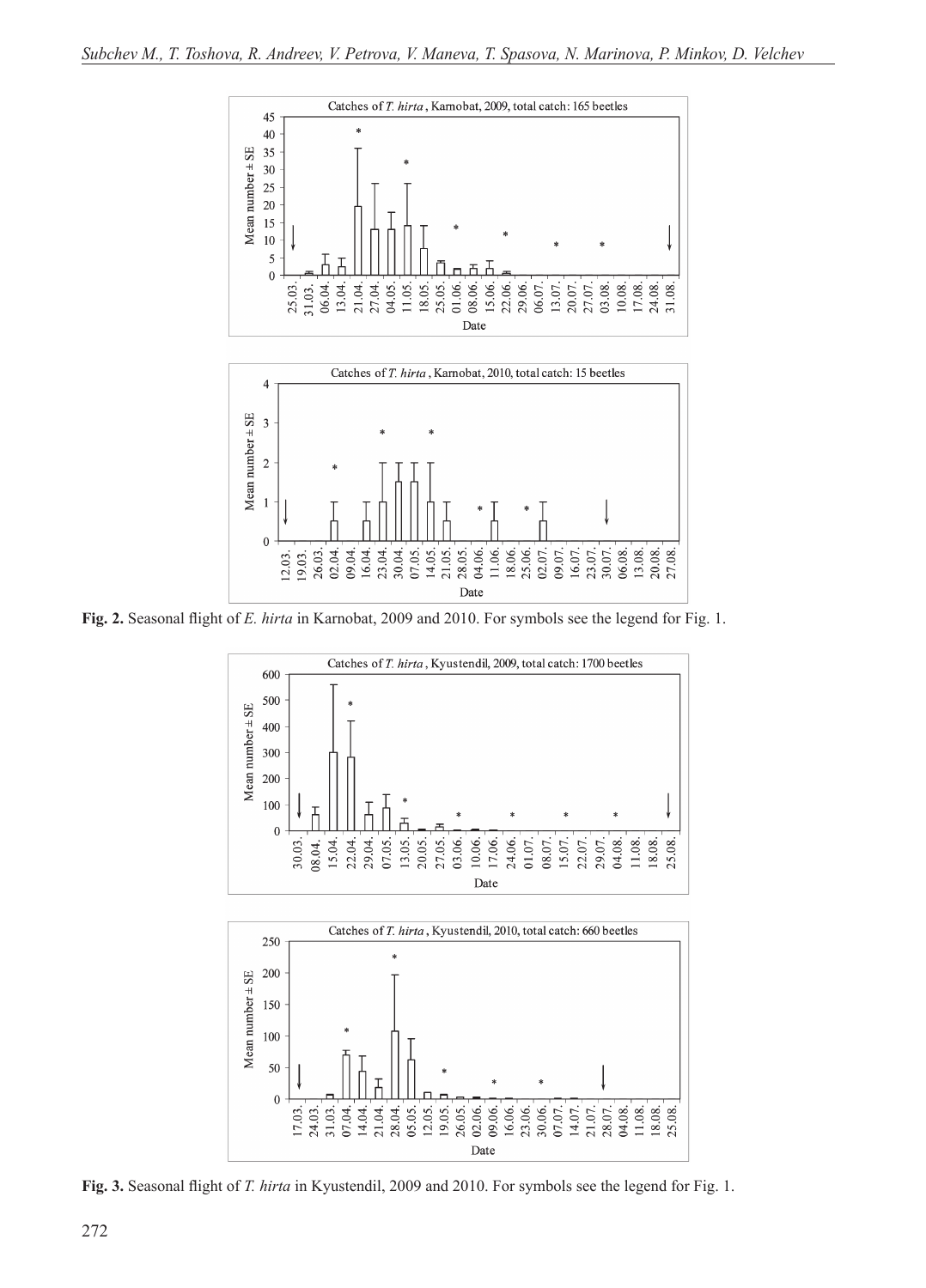**Fig. 2.** Seasonal flight of *E. hirta* in Karnobat, 2009 and 2010. For symbols see the legend for Fig. 1.

**Fig. 3.** Seasonal flight of *T. hirta* in Kyustendil, 2009 and 2010. For symbols see the legend for Fig. 1.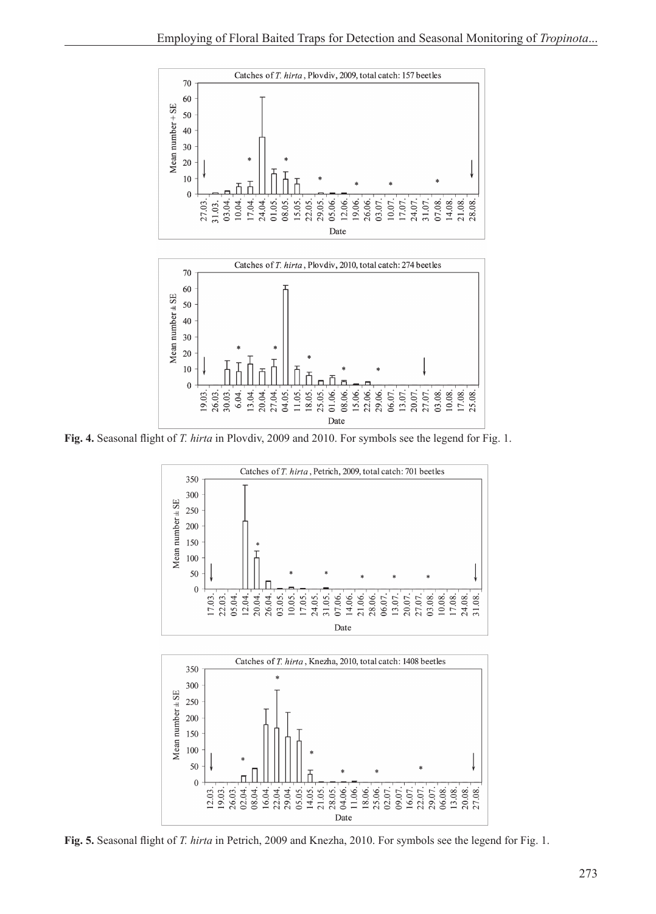Fig. 4. Seasonal flight of *T. hirta* in Plovdiv, 2009 and 2010. For symbols see the legend for Fig. 1.

Fig. 5. Seasonal flight of *T. hirta* in Petrich, 2009 and Knezha, 2010. For symbols see the legend for Fig. 1.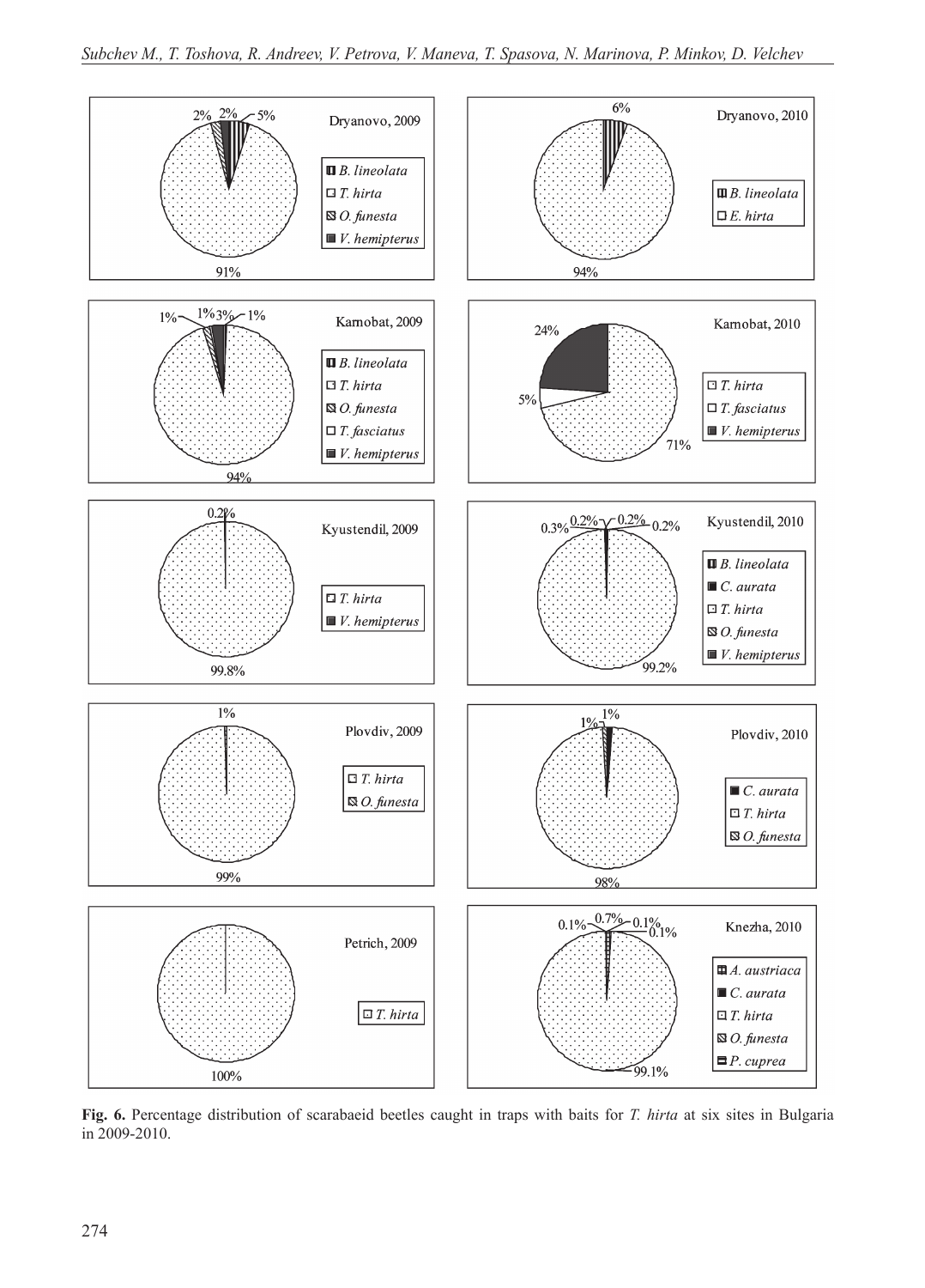**Fig. 6.** Percentage distribution of scarabaeid beetles caught in traps with baits for *T. hirta* at six sites in Bulgaria in 2009-2010.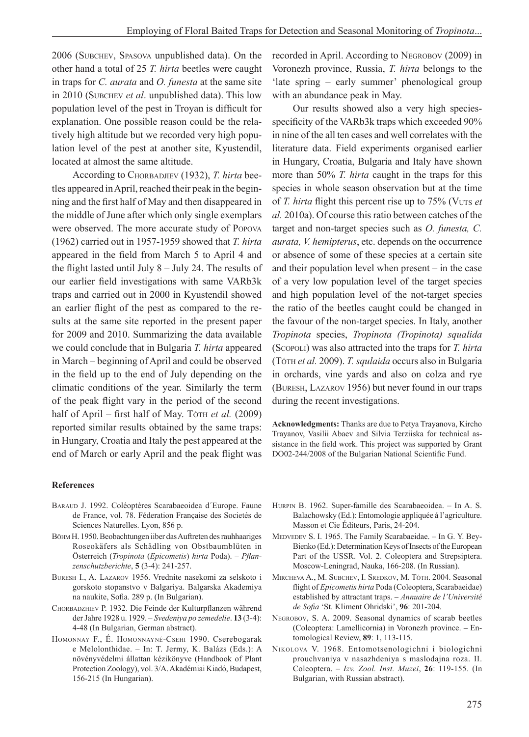2006 (Subchev, Spasova unpublished data). On the other hand a total of 25 *T. hirta* beetles were caught in traps for *C. aurata* and *O. funesta* at the same site in 2010 (Subchev *et al*. unpublished data). This low population level of the pest in Troyan is difficult for explanation. One possible reason could be the relatively high altitude but we recorded very high population level of the pest at another site, Kyustendil, located at almost the same altitude.

According to Chorbadjiev (1932), *T. hirta* beetles appeared in April, reached their peak in the beginning and the first half of May and then disappeared in the middle of June after which only single exemplars were observed. The more accurate study of Popova (1962) carried out in 1957-1959 showed that *T. hirta* appeared in the field from March 5 to April 4 and the flight lasted until July 8 – July 24. The results of our earlier field investigations with same VARb3k traps and carried out in 2000 in Kyustendil showed an earlier flight of the pest as compared to the results at the same site reported in the present paper for 2009 and 2010. Summarizing the data available we could conclude that in Bulgaria *T. hirta* appeared in March – beginning of April and could be observed in the field up to the end of July depending on the climatic conditions of the year. Similarly the term of the peak flight vary in the period of the second half of April – first half of May. Tóth *et al.* (2009) reported similar results obtained by the same traps: in Hungary, Croatia and Italy the pest appeared at the end of March or early April and the peak flight was recorded in April. According to Negrobov (2009) in Voronezh province, Russia, *T. hirta* belongs to the 'late spring – early summer' phenological group with an abundance peak in May.

Our results showed also a very high species-specificity of the VARb3k traps which exceeded 90% in nine of the all ten cases and well correlates with the literature data. Field experiments organised earlier in Hungary, Croatia, Bulgaria and Italy have shown more than 50% *T. hirta* caught in the traps for this species in whole season observation but at the time of *T. hirta* flight this percent rise up to 75% (Vuts *et al.* 2010a). Of course this ratio between catches of the target and non-target species such as *O. funesta, C. aurata, V. hemipterus*, etc. depends on the occurrence or absence of some of these species at a certain site and their population level when present – in the case of a very low population level of the target species and high population level of the not-target species the ratio of the beetles caught could be changed in the favour of the non-target species. In Italy, another *Tropinota* species, *Tropinota (Tropinota) squalida* (Scopoli) was also attracted into the traps for *T. hirta* (Tóth *et al.* 2009). *T. squlaida* occurs also in Bulgaria in orchards, vine yards and also on colza and rye (Buresh, Lazarov 1956) but never found in our traps during the recent investigations.

**Acknowledgments:** Thanks are due to Petya Trayanova, Kircho Trayanov, Vasilii Abaev and Silvia Terziiska for technical assistance in the field work. This project was supported by Grant DO02-244/2008 of the Bulgarian National Scientific Fund.

## References

Baraud J. 1992. Coléoptères Scarabaeoidea d´Europe. Faune de France, vol. 78. Féderation Française des Societés de Sciences Naturelles. Lyon, 856 p.

Böhm H. 1950. Beobachtungen iiber das Auftreten des rauhhaariges Roseokäfers als Schädling von Obstbaumblüten in Österreich (*Tropinota* (*Epicometis*) *hirta* Poda). – *Pflanzenschutzberichte*, **5** (3-4): 241-257.

Buresh I., A. Lazarov 1956. Vrednite nasekomi za selskoto i gorskoto stopanstvo v Balgariya. Balgarska Akademiya na naukite, Sofia. 289 p. (In Bulgarian).

Chorbadzhiev P. 1932. Die Feinde der Kulturpflanzen während der Jahre 1928 u. 1929. – *Svedeniya po zemedelie*. **13** (3-4): 4-48 (In Bulgarian, German abstract).

Homonnay F., É. Homonnayné-Csehi 1990. Cserebogarak e Melolonthidae. – In: T. Jermy, K. Balázs (Eds.): A növényvédelmi állattan kézikönyve (Handbook of Plant Protection Zoology), vol. 3/A. Akadémiai Kiadó, Budapest, 156-215 (In Hungarian).

Hurpin B. 1962. Super-famille des Scarabaeoidea. – In A. S. Balachowsky (Ed.): Entomologie appliquée á l'agriculture. Masson et Cie Éditeurs, Paris, 24-204.

Medvedev S. I. 1965. The Family Scarabaeidae. – In G. Y. Bey-Bienko (Ed.): Determination Keys of Insects of the European Part of the USSR. Vol. 2. Coleoptera and Strepsiptera. Moscow-Leningrad, Nauka, 166-208. (In Russian).

Mircheva A., M. Subchev, I. Sredkov, M. Tóth. 2004. Seasonal flight of *Epicometis hirta* Poda (Coleoptera, Scarabaeidae) established by attractant traps. – *Annuaire de l'Université de Sofia* 'St. Kliment Ohridski', **96**: 201-204.

Negrobov, S. A. 2009. Seasonal dynamics of scarab beetles (Coleoptera: Lamellicornia) in Voronezh province. – Entomological Review, **89**: 1, 113-115.

Nikolova V. 1968. Entomotsenologichni i biologichni prouchvaniya v nasazhdeniya s maslodajna roza. II. Coleoptera. – *Izv. Zool. Inst. Muzei*, **26**: 119-155. (In Bulgarian, with Russian abstract).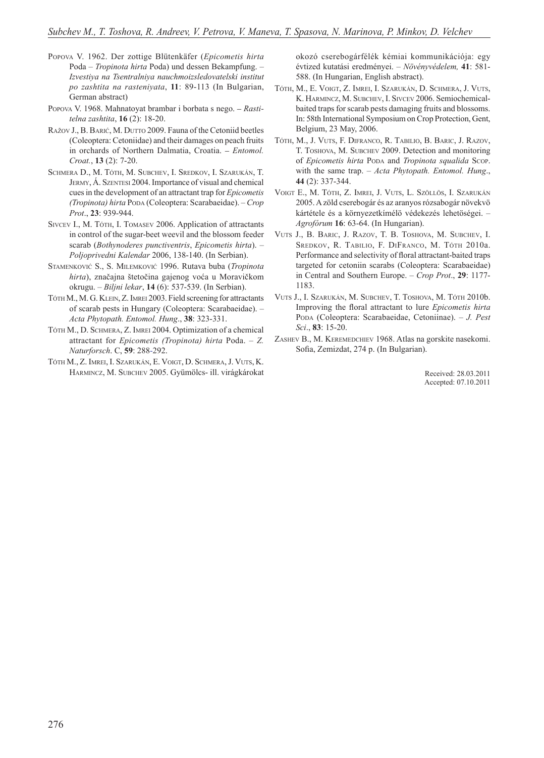Popova V. 1962. Der zottige Blütenkäfer (*Epicometis hirta* Poda – *Tropinota hirta* Poda) und dessen Bekampfung. – *Izvestiya na Tsentralniya nauchmoizsledovatelski institut po zashtita na rasteniyata*, **11**: 89-113 (In Bulgarian, German abstract)

Popova V. 1968. Mahnatoyat brambar i borbata s nego. – *Rastitelna zashtita*, **16** (2): 18-20.

Ražov J., B. Barić, M. Dutto 2009. Fauna of the Cetoniid beetles (Coleoptera: Cetoniidae) and their damages on peach fruits in orchards of Northern Dalmatia, Croatia. – *Entomol. Croat.*, **13** (2): 7-20.

Schmera D., M. Tóth, M. Subchev, I. Sredkov, I. Szarukán, T. Jermy, Á. Szentesi 2004. Importance of visual and chemical cues in the development of an attractant trap for *Epicometis (Tropinota) hirta* Poda (Coleoptera: Scarabaeidae). – *Crop Prot*., **23**: 939-944.

Sivcev I., M. Tóth, I. Tomasev 2006. Application of attractants in control of the sugar-beet weevil and the blossom feeder scarab (*Bothynoderes punctiventris*, *Epicometis hirta*). – *Poljoprivedni Kalendar* 2006, 138-140. (In Serbian).

Stamenković S., S. Milemković 1996. Rutava buba (*Tropinota hirta*), značajna štetočina gajenog voća u Moravičkom okrugu. – *Biljni lekar*, **14** (6): 537-539. (In Serbian).

Tóth M., M. G. Klein, Z. Imrei 2003. Field screening for attractants of scarab pests in Hungary (Coleoptera: Scarabaeidae). – *Acta Phytopath. Entomol. Hung*., **38**: 323-331.

Tóth M., D. Schmera, Z. Imrei 2004. Optimization of a chemical attractant for *Epicometis (Tropinota) hirta* Poda. – *Z. Naturforsch*. C, **59**: 288-292.

Tóth M., Z. Imrei, I. Szarukán, E. Voigt, D. Schmera, J. Vuts, K. Harmincz, M. Subchev 2005. Gyümölcs- ill. virágkárokat okozó cserebogárfélék kémiai kommunikációja: egy évtized kutatási eredményei. – *Növényvédelem,* **41**: 581-588. (In Hungarian, English abstract).

Tóth, M., E. Voigt, Z. Imrei, I. Szarukán, D. Schmera, J. Vuts, K. Harmincz, M. Subchev, I. Sivcev 2006. Semiochemical-baited traps for scarab pests damaging fruits and blossoms. In: 58th International Symposium on Crop Protection, Gent, Belgium, 23 May, 2006.

Tóth, M., J. Vuts, F. Difranco, R. Tabilio, B. Baric, J. Razov, T. Toshova, M. Subchev 2009. Detection and monitoring of *Epicometis hirta* Poda and *Tropinota squalida* Scop. with the same trap. – *Acta Phytopath. Entomol. Hung*., **44** (2): 337-344.

Voigt E., M. Tóth, Z. Imrei, J. Vuts, L. Szöllös, I. Szarukán 2005. A zöld cserebogár és az aranyos rózsabogár növekvö kártétele és a környezetkímélö védekezés lehetöségei. – *Agrofórum* **16**: 63-64. (In Hungarian).

Vuts J., B. Baric, J. Razov, T. B. Toshova, M. Subchev, I. Sredkov, R. Tabilio, F. DiFranco, M. Tóth 2010a. Performance and selectivity of floral attractant-baited traps targeted for cetoniin scarabs (Coleoptera: Scarabaeidae) in Central and Southern Europe. – *Crop Prot*., **29**: 1177-1183.

Vuts J., I. Szarukán, M. Subchev, T. Toshova, M. Tóth 2010b. Improving the floral attractant to lure *Epicometis hirta* Poda (Coleoptera: Scarabaeidae, Cetoniinae). – *J. Pest Sci*., **83**: 15-20.

Zashev B., M. Keremedchiev 1968. Atlas na gorskite nasekomi. Sofia, Zemizdat, 274 p. (In Bulgarian).

Received: 28.03.2011
Accepted: 07.10.2011